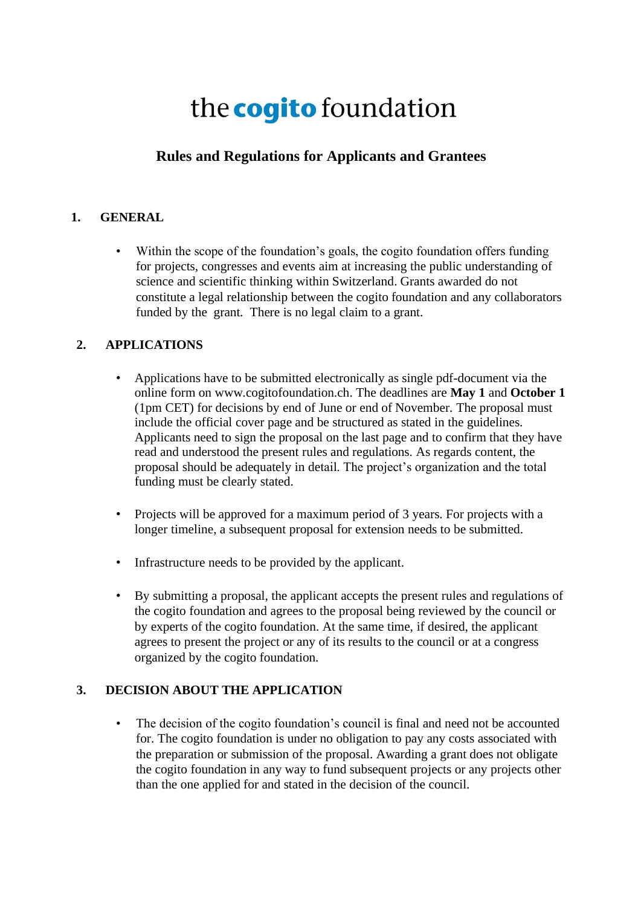# the cogito foundation

## Rules and Regulations for Applicants and Grantees

### 1. GENERAL

- Within the scope of the foundation's goals, the cogito foundation offers funding for projects, congresses and events aim at increasing the public understanding of science and scientific thinking within Switzerland. Grants awarded do not constitute a legal relationship between the cogito foundation and any collaborators funded by the grant. There is no legal claim to a grant.

### 2. APPLICATIONS

- Applications have to be submitted electronically as single pdf-document via the online form on www.cogitofoundation.ch. The deadlines are **May 1** and **October 1** (1pm CET) for decisions by end of June or end of November. The proposal must include the official cover page and be structured as stated in the guidelines. Applicants need to sign the proposal on the last page and to confirm that they have read and understood the present rules and regulations. As regards content, the proposal should be adequately in detail. The project's organization and the total funding must be clearly stated.

- Projects will be approved for a maximum period of 3 years. For projects with a longer timeline, a subsequent proposal for extension needs to be submitted.

- Infrastructure needs to be provided by the applicant.

- By submitting a proposal, the applicant accepts the present rules and regulations of the cogito foundation and agrees to the proposal being reviewed by the council or by experts of the cogito foundation. At the same time, if desired, the applicant agrees to present the project or any of its results to the council or at a congress organized by the cogito foundation.

### 3. DECISION ABOUT THE APPLICATION

- The decision of the cogito foundation's council is final and need not be accounted for. The cogito foundation is under no obligation to pay any costs associated with the preparation or submission of the proposal. Awarding a grant does not obligate the cogito foundation in any way to fund subsequent projects or any projects other than the one applied for and stated in the decision of the council.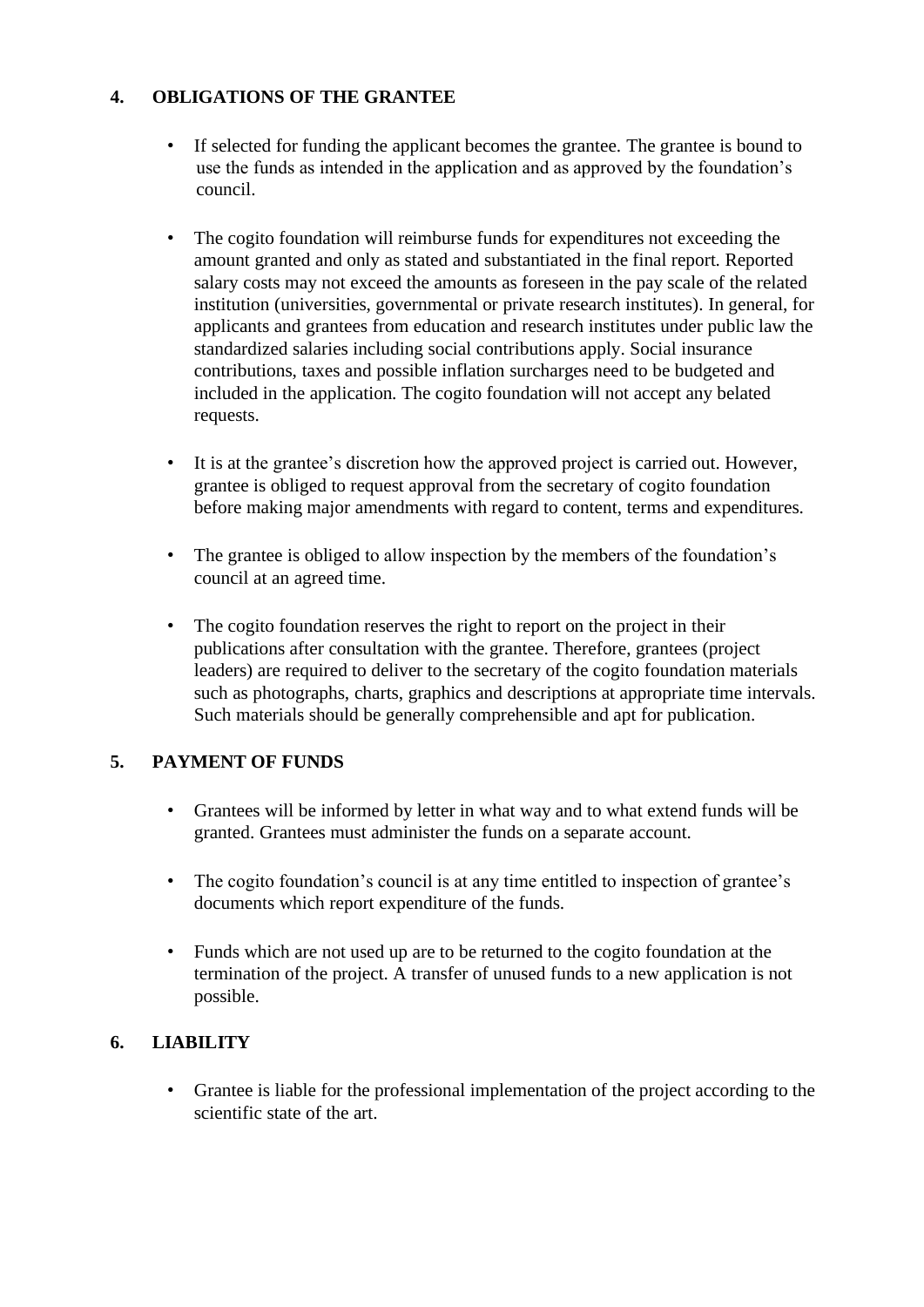## 4. OBLIGATIONS OF THE GRANTEE

- If selected for funding the applicant becomes the grantee. The grantee is bound to use the funds as intended in the application and as approved by the foundation's council.

- The cogito foundation will reimburse funds for expenditures not exceeding the amount granted and only as stated and substantiated in the final report. Reported salary costs may not exceed the amounts as foreseen in the pay scale of the related institution (universities, governmental or private research institutes). In general, for applicants and grantees from education and research institutes under public law the standardized salaries including social contributions apply. Social insurance contributions, taxes and possible inflation surcharges need to be budgeted and included in the application. The cogito foundation will not accept any belated requests.

- It is at the grantee's discretion how the approved project is carried out. However, grantee is obliged to request approval from the secretary of cogito foundation before making major amendments with regard to content, terms and expenditures.

- The grantee is obliged to allow inspection by the members of the foundation's council at an agreed time.

- The cogito foundation reserves the right to report on the project in their publications after consultation with the grantee. Therefore, grantees (project leaders) are required to deliver to the secretary of the cogito foundation materials such as photographs, charts, graphics and descriptions at appropriate time intervals. Such materials should be generally comprehensible and apt for publication.

## 5. PAYMENT OF FUNDS

- Grantees will be informed by letter in what way and to what extend funds will be granted. Grantees must administer the funds on a separate account.

- The cogito foundation's council is at any time entitled to inspection of grantee's documents which report expenditure of the funds.

- Funds which are not used up are to be returned to the cogito foundation at the termination of the project. A transfer of unused funds to a new application is not possible.

## 6. LIABILITY

- Grantee is liable for the professional implementation of the project according to the scientific state of the art.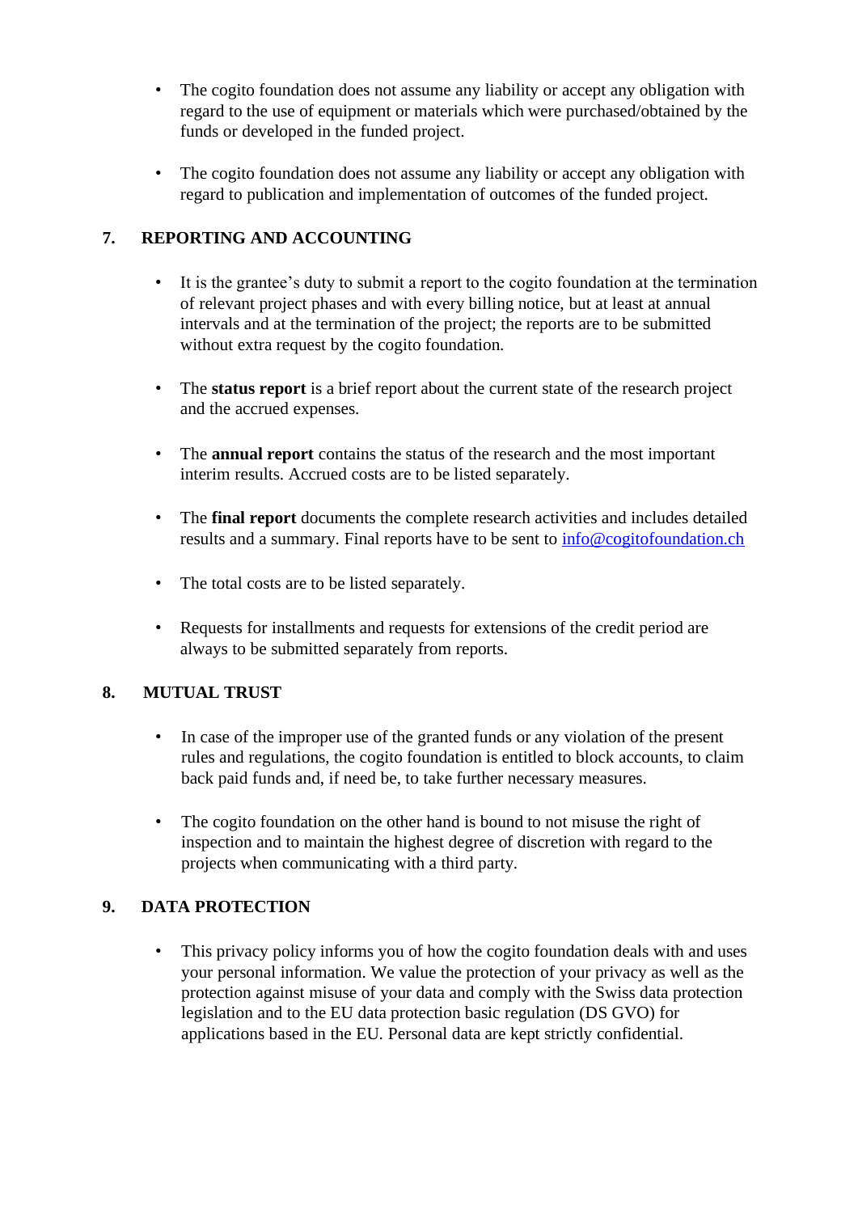- The cogito foundation does not assume any liability or accept any obligation with regard to the use of equipment or materials which were purchased/obtained by the funds or developed in the funded project.

- The cogito foundation does not assume any liability or accept any obligation with regard to publication and implementation of outcomes of the funded project.

## 7. REPORTING AND ACCOUNTING

- It is the grantee's duty to submit a report to the cogito foundation at the termination of relevant project phases and with every billing notice, but at least at annual intervals and at the termination of the project; the reports are to be submitted without extra request by the cogito foundation.

- The **status report** is a brief report about the current state of the research project and the accrued expenses.

- The **annual report** contains the status of the research and the most important interim results. Accrued costs are to be listed separately.

- The **final report** documents the complete research activities and includes detailed results and a summary. Final reports have to be sent to [info@cogitofoundation.ch](mailto:info@cogitofoundation.ch)

- The total costs are to be listed separately.

- Requests for installments and requests for extensions of the credit period are always to be submitted separately from reports.

## 8. MUTUAL TRUST

- In case of the improper use of the granted funds or any violation of the present rules and regulations, the cogito foundation is entitled to block accounts, to claim back paid funds and, if need be, to take further necessary measures.

- The cogito foundation on the other hand is bound to not misuse the right of inspection and to maintain the highest degree of discretion with regard to the projects when communicating with a third party.

## 9. DATA PROTECTION

- This privacy policy informs you of how the cogito foundation deals with and uses your personal information. We value the protection of your privacy as well as the protection against misuse of your data and comply with the Swiss data protection legislation and to the EU data protection basic regulation (DS GVO) for applications based in the EU. Personal data are kept strictly confidential.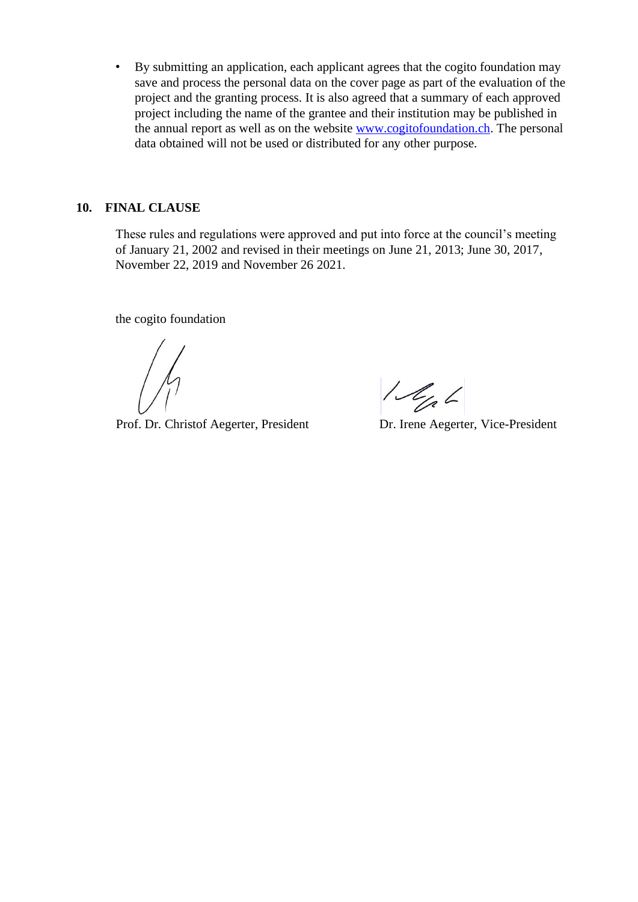- By submitting an application, each applicant agrees that the cogito foundation may save and process the personal data on the cover page as part of the evaluation of the project and the granting process. It is also agreed that a summary of each approved project including the name of the grantee and their institution may be published in the annual report as well as on the website [www.cogitofoundation.ch](http://www.cogitofoundation.ch). The personal data obtained will not be used or distributed for any other purpose.

## 10. FINAL CLAUSE

These rules and regulations were approved and put into force at the council's meeting of January 21, 2002 and revised in their meetings on June 21, 2013; June 30, 2017, November 22, 2019 and November 26 2021.

the cogito foundation

Prof. Dr. Christof Aegerter, President

Dr. Irene Aegerter, Vice-President